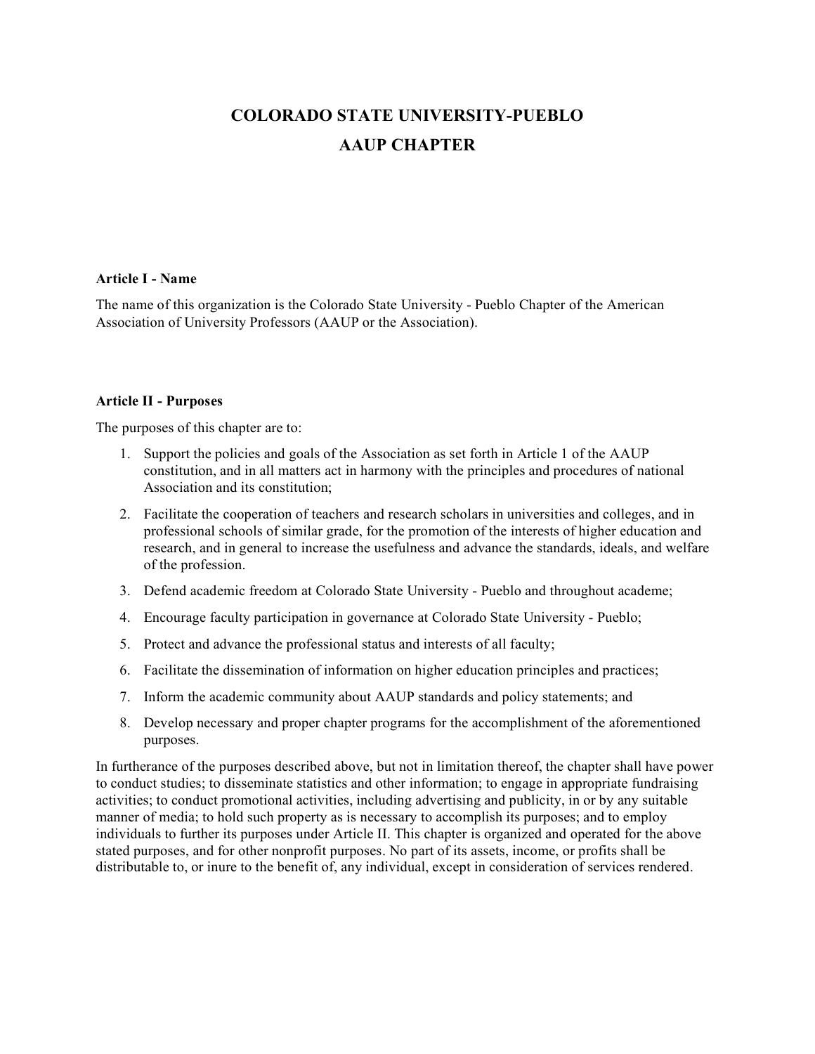# COLORADO STATE UNIVERSITY-PUEBLO
# AAUP CHAPTER

### Article I - Name

The name of this organization is the Colorado State University - Pueblo Chapter of the American Association of University Professors (AAUP or the Association).

### Article II - Purposes

The purposes of this chapter are to:

1. Support the policies and goals of the Association as set forth in Article 1 of the AAUP constitution, and in all matters act in harmony with the principles and procedures of national Association and its constitution;
2. Facilitate the cooperation of teachers and research scholars in universities and colleges, and in professional schools of similar grade, for the promotion of the interests of higher education and research, and in general to increase the usefulness and advance the standards, ideals, and welfare of the profession.
3. Defend academic freedom at Colorado State University - Pueblo and throughout academe;
4. Encourage faculty participation in governance at Colorado State University - Pueblo;
5. Protect and advance the professional status and interests of all faculty;
6. Facilitate the dissemination of information on higher education principles and practices;
7. Inform the academic community about AAUP standards and policy statements; and
8. Develop necessary and proper chapter programs for the accomplishment of the aforementioned purposes.

In furtherance of the purposes described above, but not in limitation thereof, the chapter shall have power to conduct studies; to disseminate statistics and other information; to engage in appropriate fundraising activities; to conduct promotional activities, including advertising and publicity, in or by any suitable manner of media; to hold such property as is necessary to accomplish its purposes; and to employ individuals to further its purposes under Article II. This chapter is organized and operated for the above stated purposes, and for other nonprofit purposes. No part of its assets, income, or profits shall be distributable to, or inure to the benefit of, any individual, except in consideration of services rendered.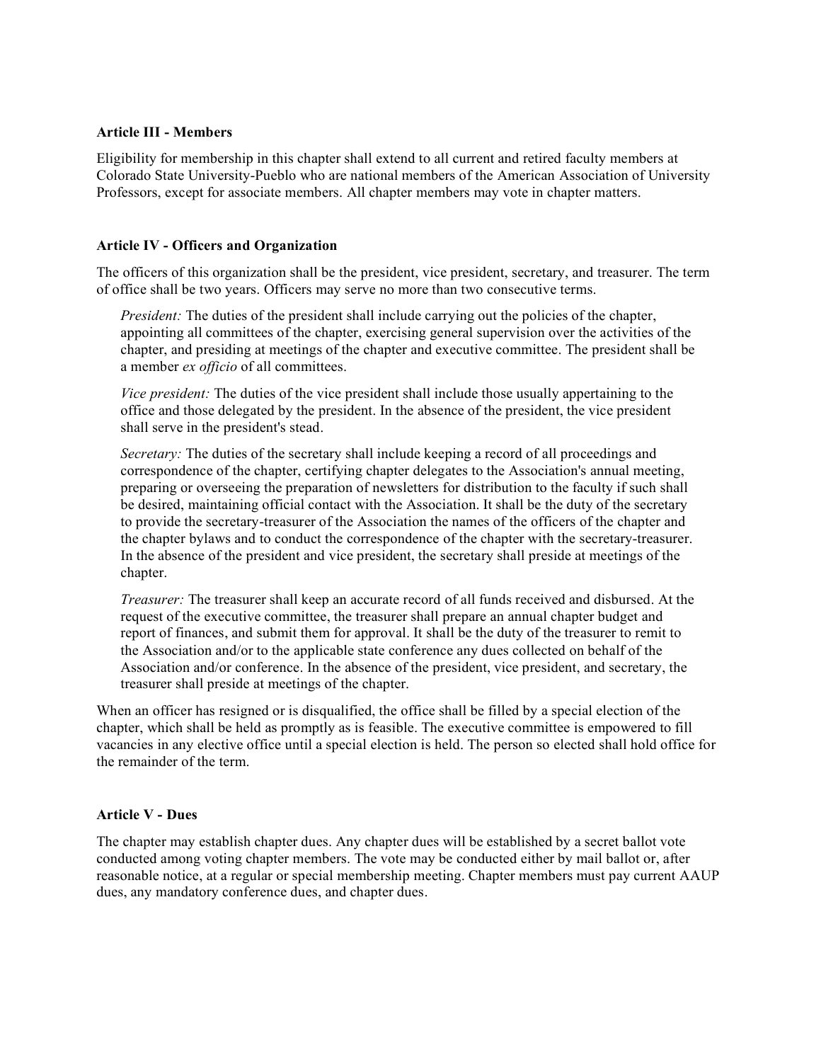**Article III - Members**

Eligibility for membership in this chapter shall extend to all current and retired faculty members at Colorado State University-Pueblo who are national members of the American Association of University Professors, except for associate members. All chapter members may vote in chapter matters.

**Article IV - Officers and Organization**

The officers of this organization shall be the president, vice president, secretary, and treasurer. The term of office shall be two years. Officers may serve no more than two consecutive terms.

*President:* The duties of the president shall include carrying out the policies of the chapter, appointing all committees of the chapter, exercising general supervision over the activities of the chapter, and presiding at meetings of the chapter and executive committee. The president shall be a member *ex officio* of all committees.

*Vice president:* The duties of the vice president shall include those usually appertaining to the office and those delegated by the president. In the absence of the president, the vice president shall serve in the president's stead.

*Secretary:* The duties of the secretary shall include keeping a record of all proceedings and correspondence of the chapter, certifying chapter delegates to the Association's annual meeting, preparing or overseeing the preparation of newsletters for distribution to the faculty if such shall be desired, maintaining official contact with the Association. It shall be the duty of the secretary to provide the secretary-treasurer of the Association the names of the officers of the chapter and the chapter bylaws and to conduct the correspondence of the chapter with the secretary-treasurer. In the absence of the president and vice president, the secretary shall preside at meetings of the chapter.

*Treasurer:* The treasurer shall keep an accurate record of all funds received and disbursed. At the request of the executive committee, the treasurer shall prepare an annual chapter budget and report of finances, and submit them for approval. It shall be the duty of the treasurer to remit to the Association and/or to the applicable state conference any dues collected on behalf of the Association and/or conference. In the absence of the president, vice president, and secretary, the treasurer shall preside at meetings of the chapter.

When an officer has resigned or is disqualified, the office shall be filled by a special election of the chapter, which shall be held as promptly as is feasible. The executive committee is empowered to fill vacancies in any elective office until a special election is held. The person so elected shall hold office for the remainder of the term.

**Article V - Dues**

The chapter may establish chapter dues. Any chapter dues will be established by a secret ballot vote conducted among voting chapter members. The vote may be conducted either by mail ballot or, after reasonable notice, at a regular or special membership meeting. Chapter members must pay current AAUP dues, any mandatory conference dues, and chapter dues.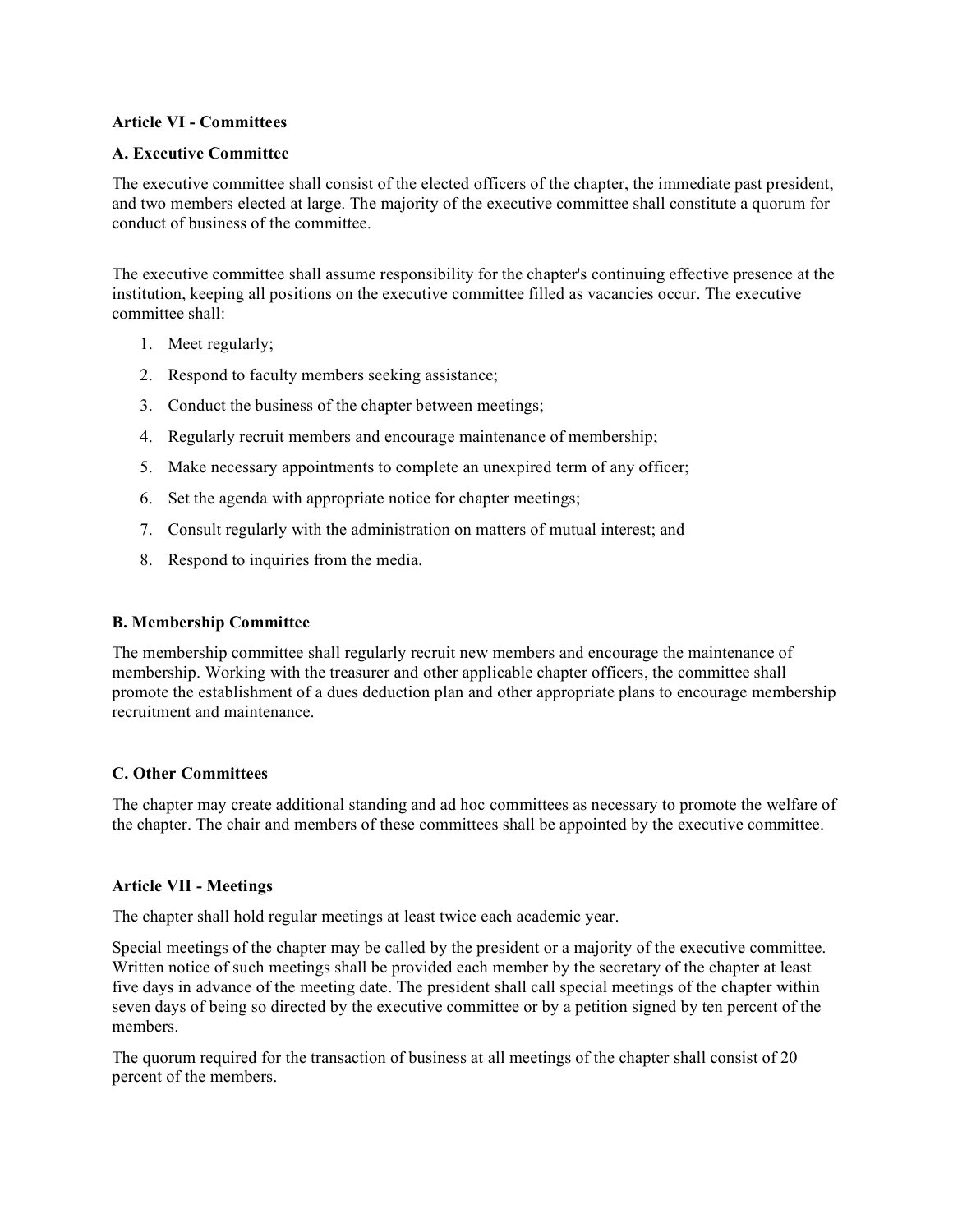**Article VI - Committees**

**A. Executive Committee**

The executive committee shall consist of the elected officers of the chapter, the immediate past president, and two members elected at large. The majority of the executive committee shall constitute a quorum for conduct of business of the committee.

The executive committee shall assume responsibility for the chapter's continuing effective presence at the institution, keeping all positions on the executive committee filled as vacancies occur. The executive committee shall:

1. Meet regularly;
2. Respond to faculty members seeking assistance;
3. Conduct the business of the chapter between meetings;
4. Regularly recruit members and encourage maintenance of membership;
5. Make necessary appointments to complete an unexpired term of any officer;
6. Set the agenda with appropriate notice for chapter meetings;
7. Consult regularly with the administration on matters of mutual interest; and
8. Respond to inquiries from the media.

**B. Membership Committee**

The membership committee shall regularly recruit new members and encourage the maintenance of membership. Working with the treasurer and other applicable chapter officers, the committee shall promote the establishment of a dues deduction plan and other appropriate plans to encourage membership recruitment and maintenance.

**C. Other Committees**

The chapter may create additional standing and ad hoc committees as necessary to promote the welfare of the chapter. The chair and members of these committees shall be appointed by the executive committee.

**Article VII - Meetings**

The chapter shall hold regular meetings at least twice each academic year.

Special meetings of the chapter may be called by the president or a majority of the executive committee. Written notice of such meetings shall be provided each member by the secretary of the chapter at least five days in advance of the meeting date. The president shall call special meetings of the chapter within seven days of being so directed by the executive committee or by a petition signed by ten percent of the members.

The quorum required for the transaction of business at all meetings of the chapter shall consist of 20 percent of the members.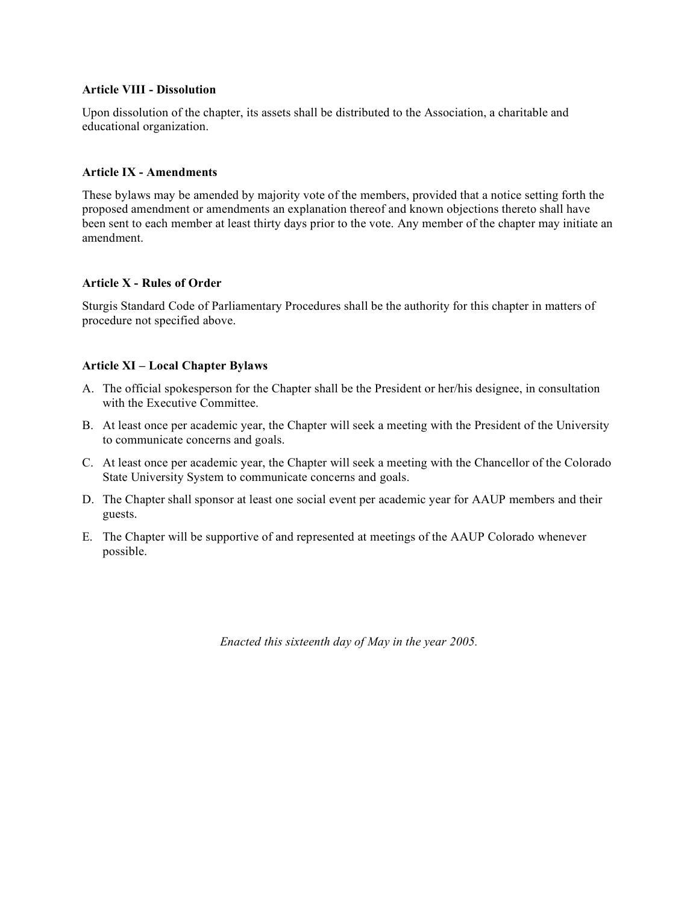**Article VIII - Dissolution**

Upon dissolution of the chapter, its assets shall be distributed to the Association, a charitable and educational organization.

**Article IX - Amendments**

These bylaws may be amended by majority vote of the members, provided that a notice setting forth the proposed amendment or amendments an explanation thereof and known objections thereto shall have been sent to each member at least thirty days prior to the vote. Any member of the chapter may initiate an amendment.

**Article X - Rules of Order**

Sturgis Standard Code of Parliamentary Procedures shall be the authority for this chapter in matters of procedure not specified above.

**Article XI – Local Chapter Bylaws**

A. The official spokesperson for the Chapter shall be the President or her/his designee, in consultation with the Executive Committee.

B. At least once per academic year, the Chapter will seek a meeting with the President of the University to communicate concerns and goals.

C. At least once per academic year, the Chapter will seek a meeting with the Chancellor of the Colorado State University System to communicate concerns and goals.

D. The Chapter shall sponsor at least one social event per academic year for AAUP members and their guests.

E. The Chapter will be supportive of and represented at meetings of the AAUP Colorado whenever possible.

*Enacted this sixteenth day of May in the year 2005.*